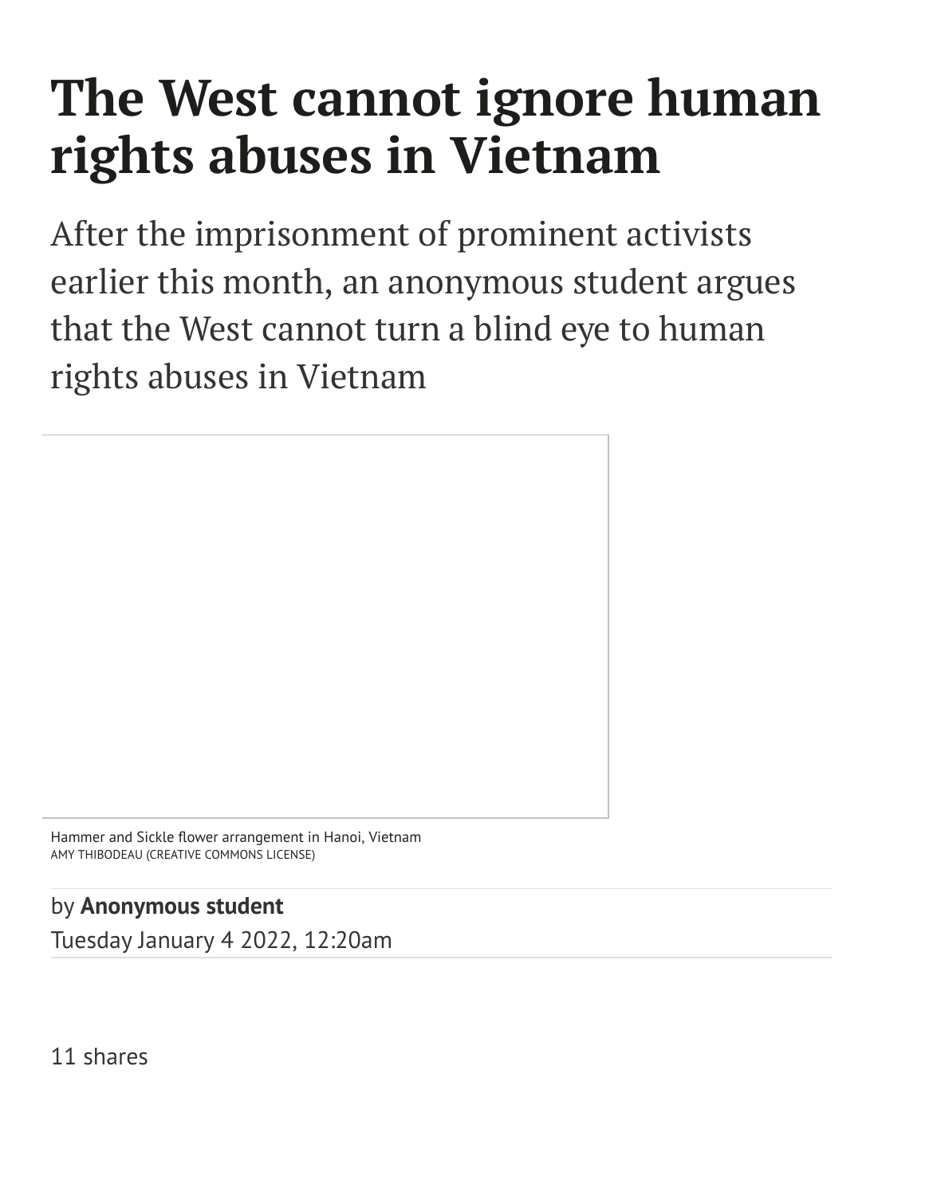# The West cannot ignore human rights abuses in Vietnam

After the imprisonment of prominent activists earlier this month, an anonymous student argues that the West cannot turn a blind eye to human rights abuses in Vietnam

Hammer and Sickle flower arrangement in Hanoi, Vietnam
AMY THIBODEAU (CREATIVE COMMONS LICENSE)

by **Anonymous student**
Tuesday January 4 2022, 12:20am

11 shares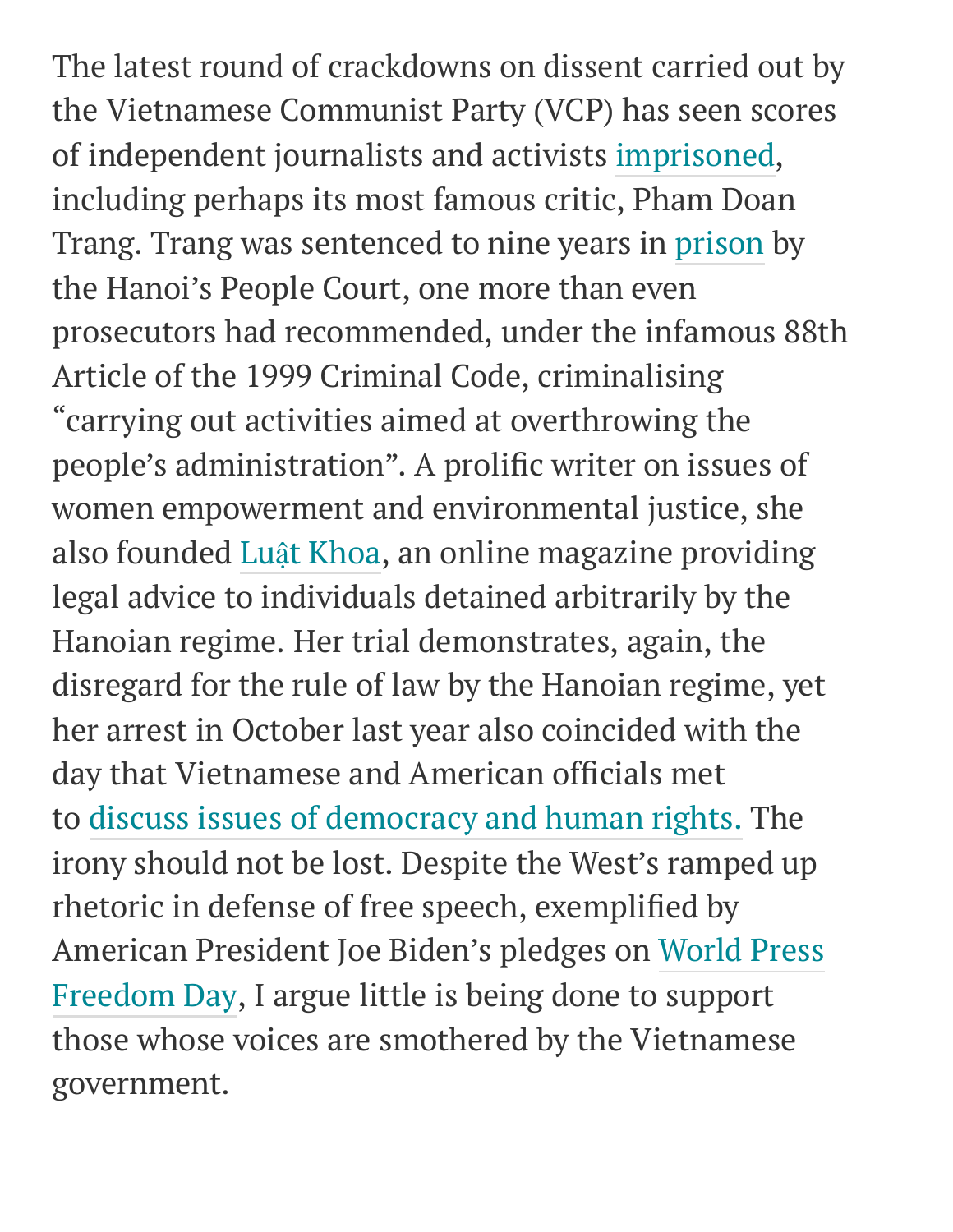The latest round of crackdowns on dissent carried out by the Vietnamese Communist Party (VCP) has seen scores of independent journalists and activists imprisoned, including perhaps its most famous critic, Pham Doan Trang. Trang was sentenced to nine years in prison by the Hanoi's People Court, one more than even prosecutors had recommended, under the infamous 88th Article of the 1999 Criminal Code, criminalising "carrying out activities aimed at overthrowing the people's administration". A prolific writer on issues of women empowerment and environmental justice, she also founded Luật Khoa, an online magazine providing legal advice to individuals detained arbitrarily by the Hanoian regime. Her trial demonstrates, again, the disregard for the rule of law by the Hanoian regime, yet her arrest in October last year also coincided with the day that Vietnamese and American officials met to discuss issues of democracy and human rights. The irony should not be lost. Despite the West's ramped up rhetoric in defense of free speech, exemplified by American President Joe Biden's pledges on World Press Freedom Day, I argue little is being done to support those whose voices are smothered by the Vietnamese government.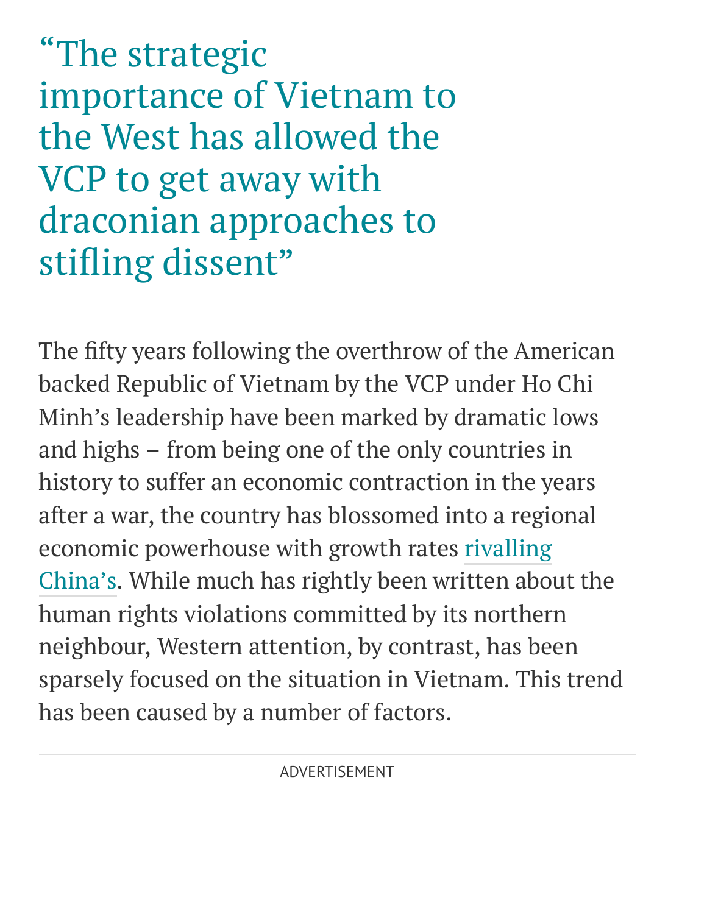> “The strategic importance of Vietnam to the West has allowed the VCP to get away with draconian approaches to stifling dissent”

The fifty years following the overthrow of the American backed Republic of Vietnam by the VCP under Ho Chi Minh’s leadership have been marked by dramatic lows and highs – from being one of the only countries in history to suffer an economic contraction in the years after a war, the country has blossomed into a regional economic powerhouse with growth rates rivalling China’s. While much has rightly been written about the human rights violations committed by its northern neighbour, Western attention, by contrast, has been sparsely focused on the situation in Vietnam. This trend has been caused by a number of factors.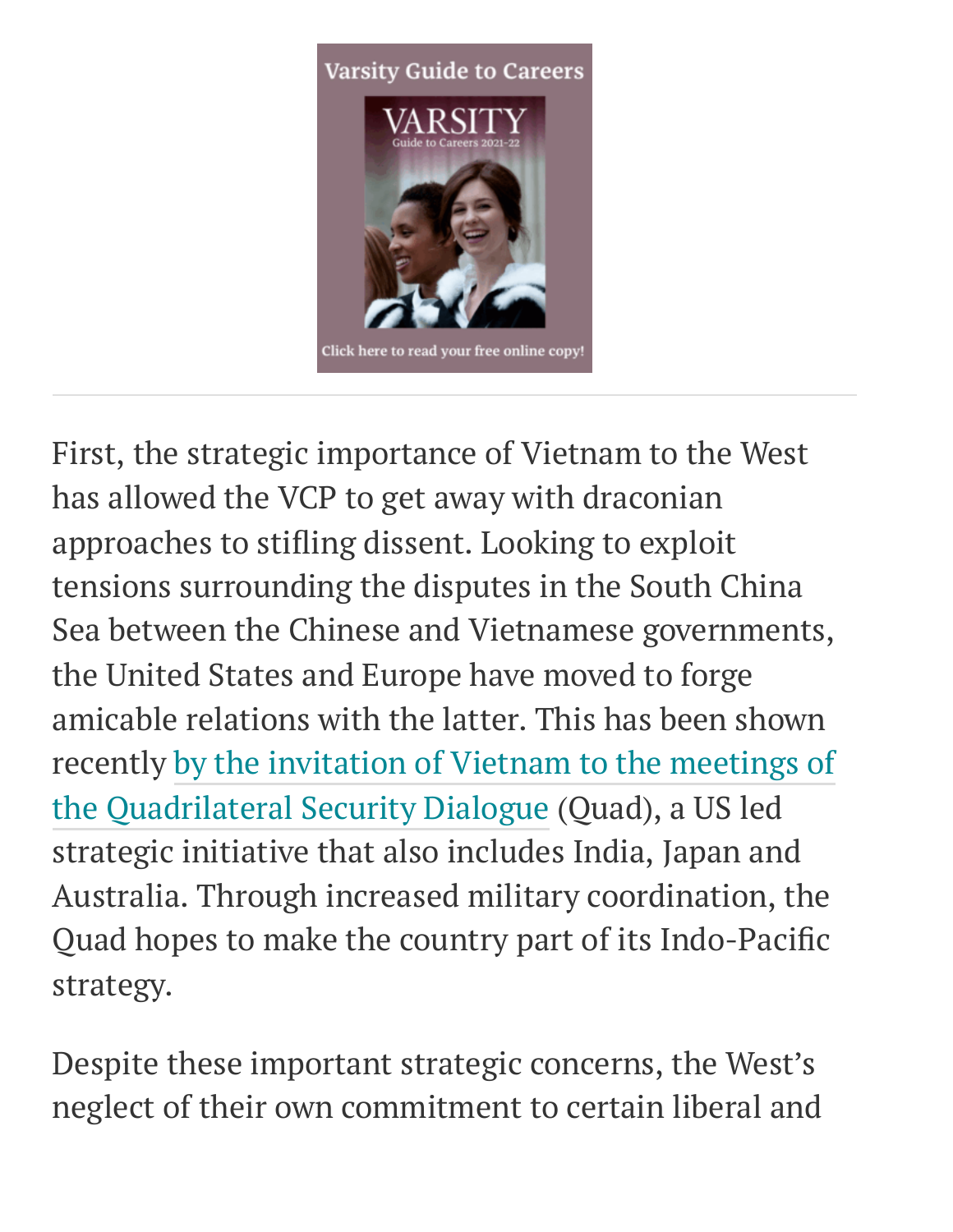First, the strategic importance of Vietnam to the West has allowed the VCP to get away with draconian approaches to stifling dissent. Looking to exploit tensions surrounding the disputes in the South China Sea between the Chinese and Vietnamese governments, the United States and Europe have moved to forge amicable relations with the latter. This has been shown recently by the invitation of Vietnam to the meetings of the Quadrilateral Security Dialogue (Quad), a US led strategic initiative that also includes India, Japan and Australia. Through increased military coordination, the Quad hopes to make the country part of its Indo-Pacific strategy.

Despite these important strategic concerns, the West's neglect of their own commitment to certain liberal and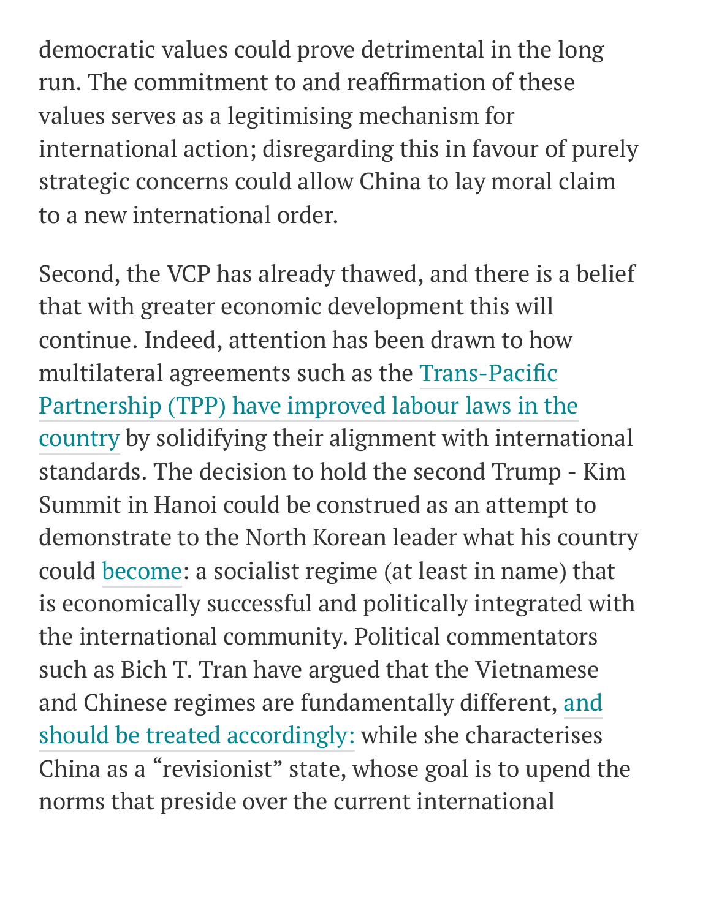democratic values could prove detrimental in the long run. The commitment to and reaffirmation of these values serves as a legitimising mechanism for international action; disregarding this in favour of purely strategic concerns could allow China to lay moral claim to a new international order.

Second, the VCP has already thawed, and there is a belief that with greater economic development this will continue. Indeed, attention has been drawn to how multilateral agreements such as the Trans-Pacific Partnership (TPP) have improved labour laws in the country by solidifying their alignment with international standards. The decision to hold the second Trump - Kim Summit in Hanoi could be construed as an attempt to demonstrate to the North Korean leader what his country could become: a socialist regime (at least in name) that is economically successful and politically integrated with the international community. Political commentators such as Bich T. Tran have argued that the Vietnamese and Chinese regimes are fundamentally different, and should be treated accordingly: while she characterises China as a "revisionist" state, whose goal is to upend the norms that preside over the current international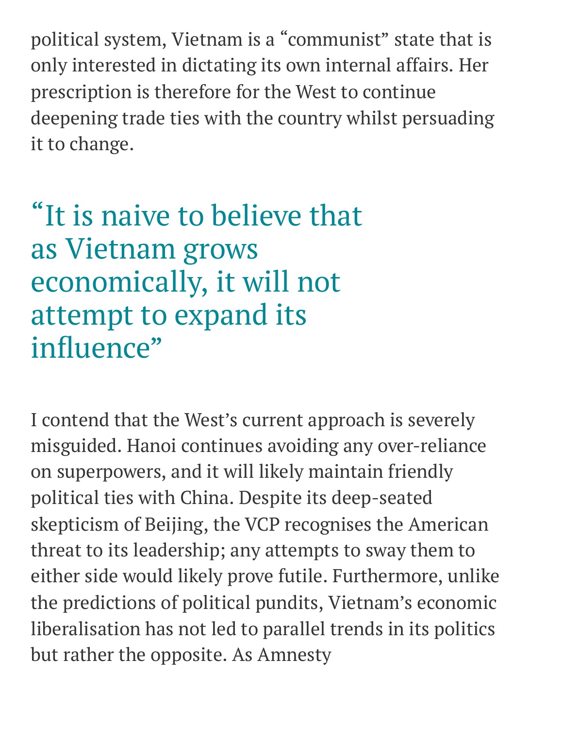political system, Vietnam is a "communist" state that is only interested in dictating its own internal affairs. Her prescription is therefore for the West to continue deepening trade ties with the country whilst persuading it to change.

> "It is naive to believe that as Vietnam grows economically, it will not attempt to expand its influence"

I contend that the West's current approach is severely misguided. Hanoi continues avoiding any over-reliance on superpowers, and it will likely maintain friendly political ties with China. Despite its deep-seated skepticism of Beijing, the VCP recognises the American threat to its leadership; any attempts to sway them to either side would likely prove futile. Furthermore, unlike the predictions of political pundits, Vietnam's economic liberalisation has not led to parallel trends in its politics but rather the opposite. As Amnesty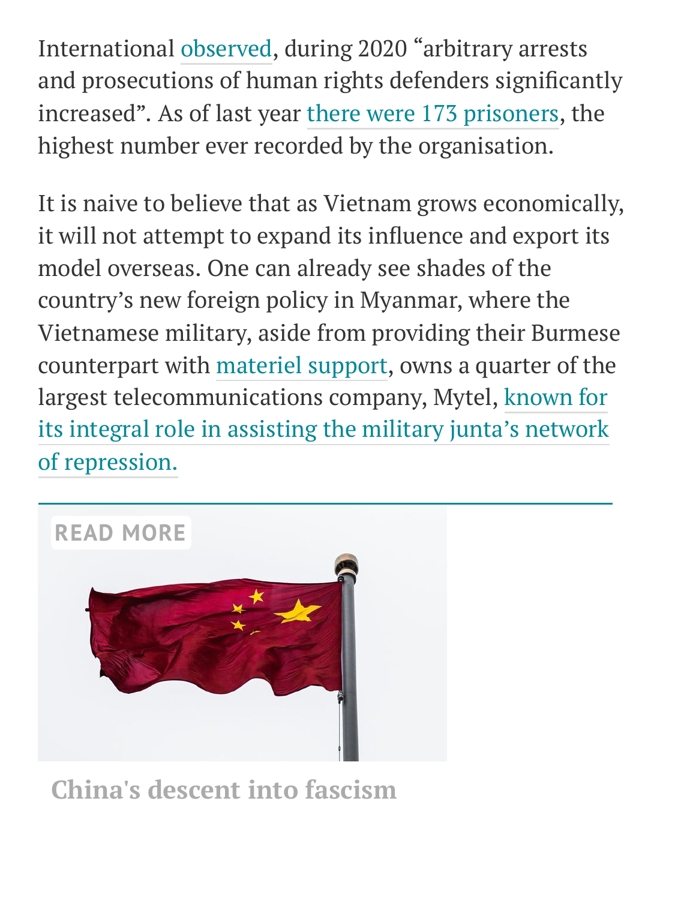International observed, during 2020 "arbitrary arrests and prosecutions of human rights defenders significantly increased". As of last year there were 173 prisoners, the highest number ever recorded by the organisation.

It is naive to believe that as Vietnam grows economically, it will not attempt to expand its influence and export its model overseas. One can already see shades of the country's new foreign policy in Myanmar, where the Vietnamese military, aside from providing their Burmese counterpart with materiel support, owns a quarter of the largest telecommunications company, Mytel, known for its integral role in assisting the military junta's network of repression.

READ MORE

China's descent into fascism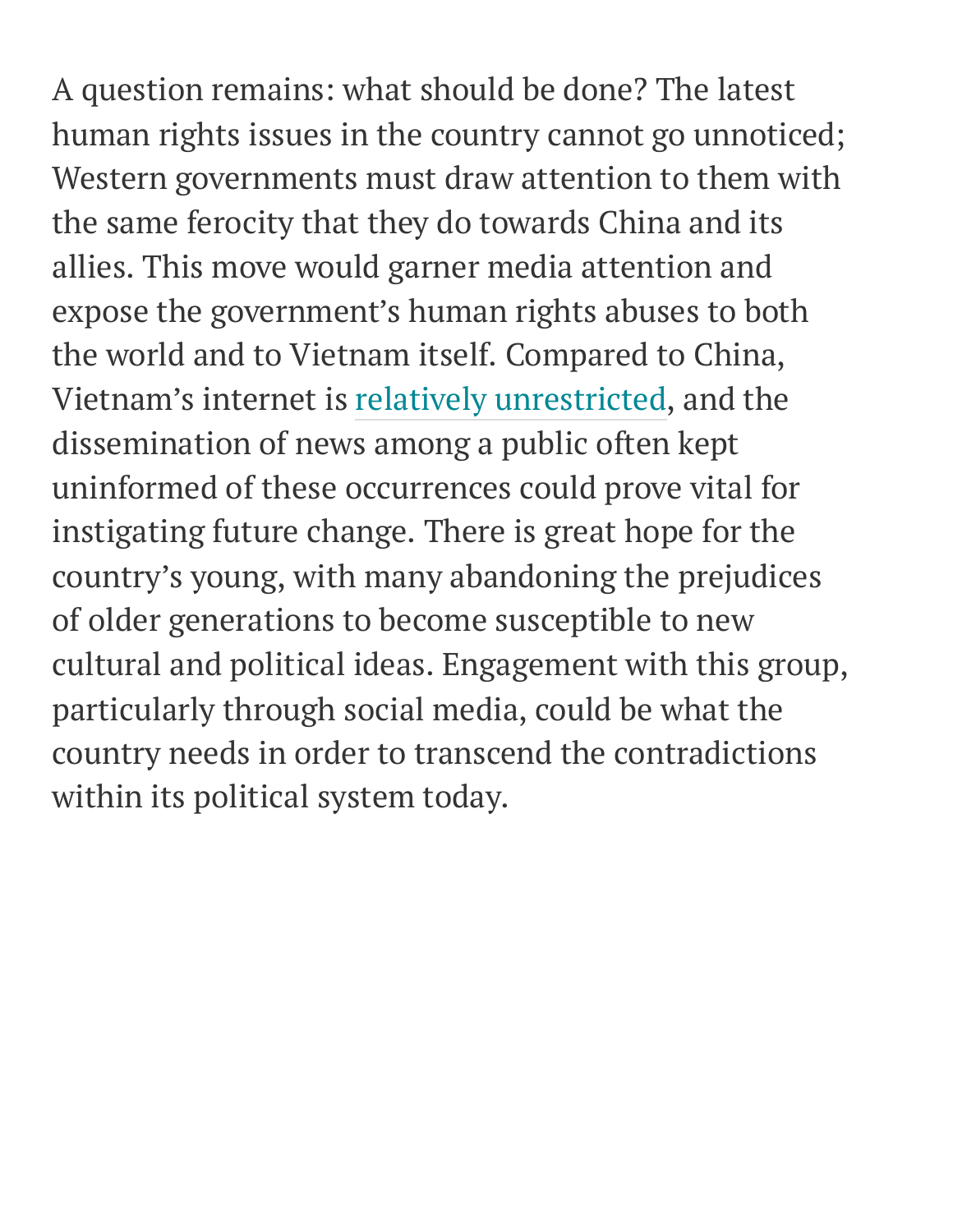A question remains: what should be done? The latest human rights issues in the country cannot go unnoticed; Western governments must draw attention to them with the same ferocity that they do towards China and its allies. This move would garner media attention and expose the government's human rights abuses to both the world and to Vietnam itself. Compared to China, Vietnam's internet is relatively unrestricted, and the dissemination of news among a public often kept uninformed of these occurrences could prove vital for instigating future change. There is great hope for the country's young, with many abandoning the prejudices of older generations to become susceptible to new cultural and political ideas. Engagement with this group, particularly through social media, could be what the country needs in order to transcend the contradictions within its political system today.